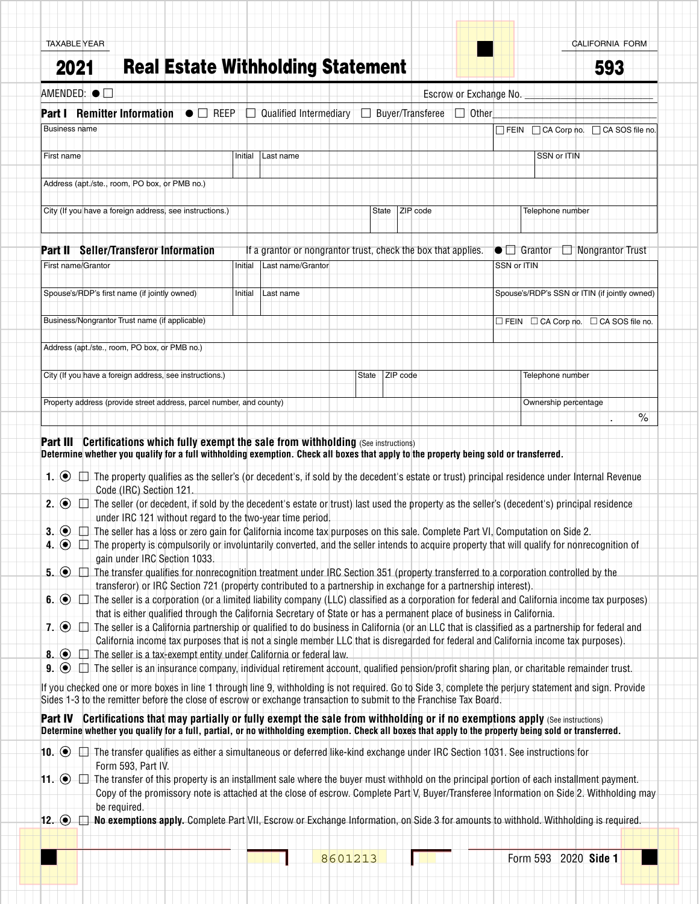TAXABLE YEAR

CALIFORNIA FORM

# 2021 Real Estate Withholding Statement 593

AMENDED: ● ☐ Escrow or Exchange No. ______________________

## Part I Remitter Information

● ☐ REEP ☐ Qualified Intermediary ☐ Buyer/Transferee ☐ Other________________

| Business name | | | ☐ FEIN ☐ CA Corp no. ☐ CA SOS file no. |
|---|---|---|---|
| First name | Initial | Last name | SSN or ITIN |
| Address (apt./ste., room, PO box, or PMB no.) | | | |
| City (If you have a foreign address, see instructions.) | State | ZIP code | Telephone number |

## Part II Seller/Transferor Information

If a grantor or nongrantor trust, check the box that applies. ● ☐ Grantor ☐ Nongrantor Trust

| First name/Grantor | Initial | Last name/Grantor | SSN or ITIN |
|---|---|---|---|
| Spouse's/RDP's first name (if jointly owned) | Initial | Last name | Spouse's/RDP's SSN or ITIN (if jointly owned) |
| Business/Nongrantor Trust name (if applicable) | | | ☐ FEIN ☐ CA Corp no. ☐ CA SOS file no. |
| Address (apt./ste., room, PO box, or PMB no.) | | | |
| City (If you have a foreign address, see instructions.) | State | ZIP code | Telephone number |
| Property address (provide street address, parcel number, and county) | | | Ownership percentage . % |

## Part III Certifications which fully exempt the sale from withholding (See instructions)

**Determine whether you qualify for a full withholding exemption. Check all boxes that apply to the property being sold or transferred.**

1. ◉ ☐ The property qualifies as the seller's (or decedent's, if sold by the decedent's estate or trust) principal residence under Internal Revenue Code (IRC) Section 121.
2. ◉ ☐ The seller (or decedent, if sold by the decedent's estate or trust) last used the property as the seller's (decedent's) principal residence under IRC 121 without regard to the two-year time period.
3. ◉ ☐ The seller has a loss or zero gain for California income tax purposes on this sale. Complete Part VI, Computation on Side 2.
4. ◉ ☐ The property is compulsorily or involuntarily converted, and the seller intends to acquire property that will qualify for nonrecognition of gain under IRC Section 1033.
5. ◉ ☐ The transfer qualifies for nonrecognition treatment under IRC Section 351 (property transferred to a corporation controlled by the transferor) or IRC Section 721 (property contributed to a partnership in exchange for a partnership interest).
6. ◉ ☐ The seller is a corporation (or a limited liability company (LLC) classified as a corporation for federal and California income tax purposes) that is either qualified through the California Secretary of State or has a permanent place of business in California.
7. ◉ ☐ The seller is a California partnership or qualified to do business in California (or an LLC that is classified as a partnership for federal and California income tax purposes that is not a single member LLC that is disregarded for federal and California income tax purposes).
8. ◉ ☐ The seller is a tax-exempt entity under California or federal law.
9. ◉ ☐ The seller is an insurance company, individual retirement account, qualified pension/profit sharing plan, or charitable remainder trust.

If you checked one or more boxes in line 1 through line 9, withholding is not required. Go to Side 3, complete the perjury statement and sign. Provide Sides 1-3 to the remitter before the close of escrow or exchange transaction to submit to the Franchise Tax Board.

## Part IV Certifications that may partially or fully exempt the sale from withholding or if no exemptions apply (See instructions)

**Determine whether you qualify for a full, partial, or no withholding exemption. Check all boxes that apply to the property being sold or transferred.**

10. ◉ ☐ The transfer qualifies as either a simultaneous or deferred like-kind exchange under IRC Section 1031. See instructions for Form 593, Part IV.
11. ◉ ☐ The transfer of this property is an installment sale where the buyer must withhold on the principal portion of each installment payment. Copy of the promissory note is attached at the close of escrow. Complete Part V, Buyer/Transferee Information on Side 2. Withholding may be required.
12. ◉ ☐ **No exemptions apply.** Complete Part VII, Escrow or Exchange Information, on Side 3 for amounts to withhold. Withholding is required.

8601213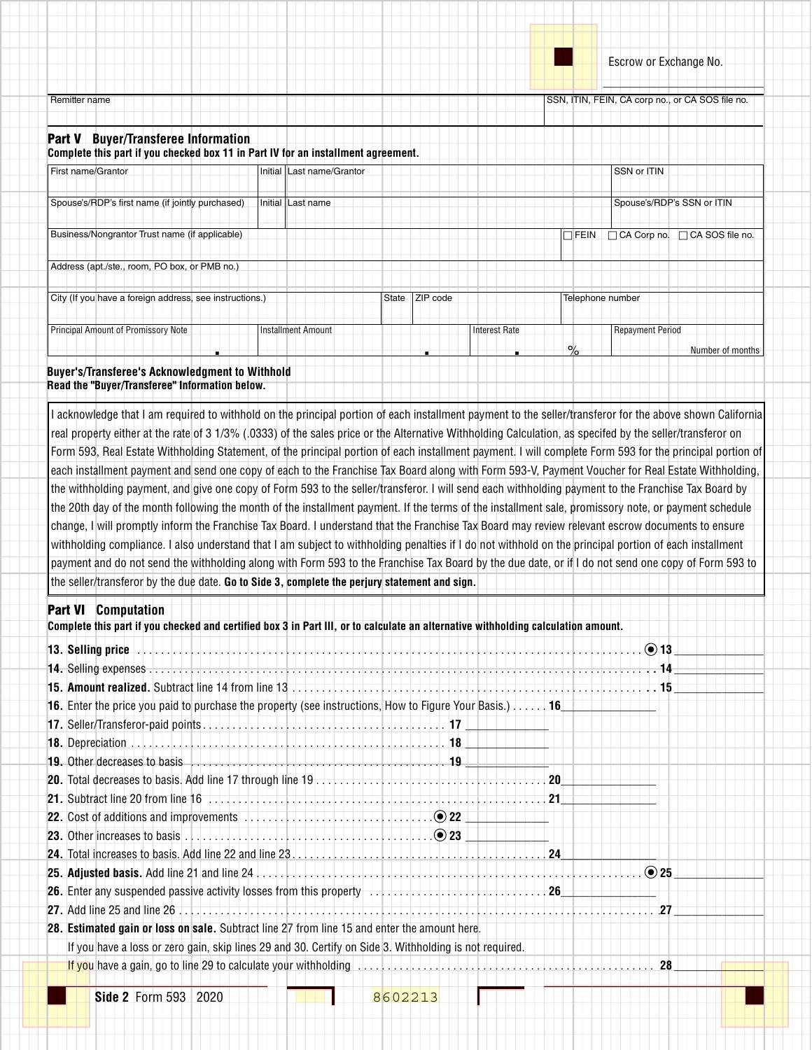Escrow or Exchange No. ____________________

| Remitter name | SSN, ITIN, FEIN, CA corp no., or CA SOS file no. |
|---|---|
| | |

## Part V Buyer/Transferee Information

**Complete this part if you checked box 11 in Part IV for an installment agreement.**

| First name/Grantor | Initial | Last name/Grantor | | SSN or ITIN |
|---|---|---|---|---|
| Spouse's/RDP's first name (if jointly purchased) | Initial | Last name | | Spouse's/RDP's SSN or ITIN |
| Business/Nongrantor Trust name (if applicable) | | | | ☐ FEIN ☐ CA Corp no. ☐ CA SOS file no. |
| Address (apt./ste., room, PO box, or PMB no.) | | | | |
| City (If you have a foreign address, see instructions.) | State | ZIP code | | Telephone number |
| Principal Amount of Promissory Note | Installment Amount | | Interest Rate % | Repayment Period Number of months |

**Buyer's/Transferee's Acknowledgment to Withhold**
**Read the "Buyer/Transferee" Information below.**

I acknowledge that I am required to withhold on the principal portion of each installment payment to the seller/transferor for the above shown California real property either at the rate of 3 1/3% (.0333) of the sales price or the Alternative Withholding Calculation, as specifed by the seller/transferor on Form 593, Real Estate Withholding Statement, of the principal portion of each installment payment. I will complete Form 593 for the principal portion of each installment payment and send one copy of each to the Franchise Tax Board along with Form 593-V, Payment Voucher for Real Estate Withholding, the withholding payment, and give one copy of Form 593 to the seller/transferor. I will send each withholding payment to the Franchise Tax Board by the 20th day of the month following the month of the installment payment. If the terms of the installment sale, promissory note, or payment schedule change, I will promptly inform the Franchise Tax Board. I understand that the Franchise Tax Board may review relevant escrow documents to ensure withholding compliance. I also understand that I am subject to withholding penalties if I do not withhold on the principal portion of each installment payment and do not send the withholding along with Form 593 to the Franchise Tax Board by the due date, or if I do not send one copy of Form 593 to the seller/transferor by the due date. **Go to Side 3, complete the perjury statement and sign.**

## Part VI Computation

**Complete this part if you checked and certified box 3 in Part III, or to calculate an alternative withholding calculation amount.**

**13. Selling price** ............ 13 ________

**14.** Selling expenses ............ 14 ________

**15. Amount realized.** Subtract line 14 from line 13 ............ 15 ________

**16.** Enter the price you paid to purchase the property (see instructions, How to Figure Your Basis.) ...... 16 ________

**17.** Seller/Transferor-paid points ............ 17 ________

**18.** Depreciation ............ 18 ________

**19.** Other decreases to basis ............ 19 ________

**20.** Total decreases to basis. Add line 17 through line 19 ............ 20 ________

**21.** Subtract line 20 from line 16 ............ 21 ________

**22.** Cost of additions and improvements ............ 22 ________

**23.** Other increases to basis ............ 23 ________

**24.** Total increases to basis. Add line 22 and line 23 ............ 24 ________

**25. Adjusted basis.** Add line 21 and line 24 ............ 25 ________

**26.** Enter any suspended passive activity losses from this property ............ 26 ________

**27.** Add line 25 and line 26 ............ 27 ________

**28. Estimated gain or loss on sale.** Subtract line 27 from line 15 and enter the amount here.
If you have a loss or zero gain, skip lines 29 and 30. Certify on Side 3. Withholding is not required.
If you have a gain, go to line 29 to calculate your withholding ............ 28 ________

Side 2 Form 593 2020

8602213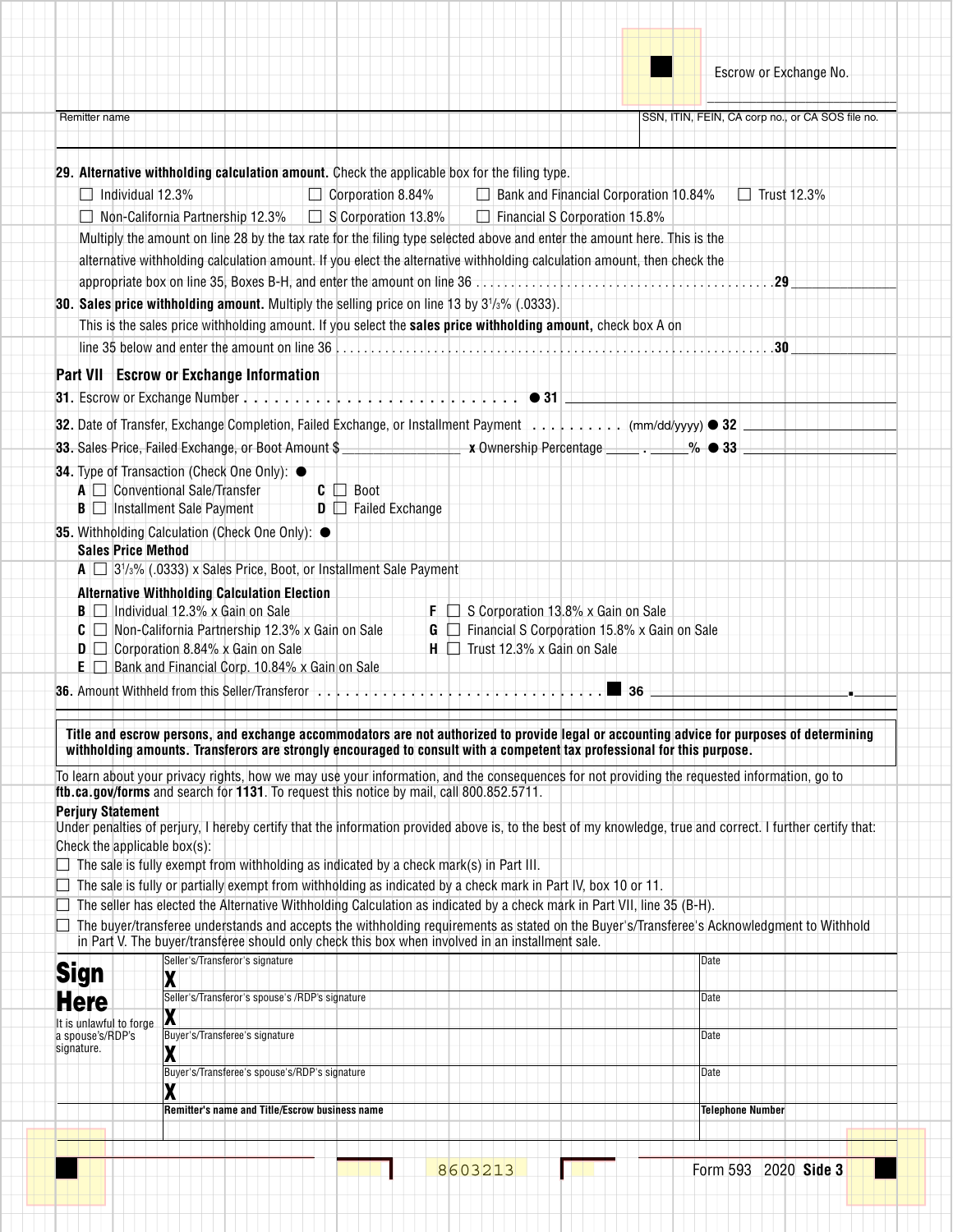Escrow or Exchange No. ____________________

| Remitter name | SSN, ITIN, FEIN, CA corp no., or CA SOS file no. |
| --- | --- |
| | |

**29. Alternative withholding calculation amount.** Check the applicable box for the filing type.

☐ Individual 12.3% ☐ Corporation 8.84% ☐ Bank and Financial Corporation 10.84% ☐ Trust 12.3%

☐ Non-California Partnership 12.3% ☐ S Corporation 13.8% ☐ Financial S Corporation 15.8%

Multiply the amount on line 28 by the tax rate for the filing type selected above and enter the amount here. This is the alternative withholding calculation amount. If you elect the alternative withholding calculation amount, then check the appropriate box on line 35, Boxes B-H, and enter the amount on line 36 . . . . . . . . . . . . . . . . . . . . . . . . . . . . . . . . . . . . . . . . . **29** ____________

**30. Sales price withholding amount.** Multiply the selling price on line 13 by 3 1/3% (.0333).

This is the sales price withholding amount. If you select the **sales price withholding amount,** check box A on line 35 below and enter the amount on line 36 . . . . . . . . . . . . . . . . . . . . . . . . . . . . . . . . . . . . . . . . . . . . . . . . . . . . . . . . . . . . **30** ____________

## Part VII Escrow or Exchange Information

**31.** Escrow or Exchange Number . . . . . . . . . . . . . . . . . . . . . . . . . . . ● **31** ____________

**32.** Date of Transfer, Exchange Completion, Failed Exchange, or Installment Payment . . . . . . . . . . (mm/dd/yyyy) ● **32** ____________

**33.** Sales Price, Failed Exchange, or Boot Amount $ ____________ **x** Ownership Percentage ____ . ____% ● **33** ____________

**34.** Type of Transaction (Check One Only): ●

**A** ☐ Conventional Sale/Transfer **C** ☐ Boot

**B** ☐ Installment Sale Payment **D** ☐ Failed Exchange

**35.** Withholding Calculation (Check One Only): ●

**Sales Price Method**

**A** ☐ 3 1/3% (.0333) x Sales Price, Boot, or Installment Sale Payment

**Alternative Withholding Calculation Election**

**B** ☐ Individual 12.3% x Gain on Sale

**C** ☐ Non-California Partnership 12.3% x Gain on Sale

**D** ☐ Corporation 8.84% x Gain on Sale

**E** ☐ Bank and Financial Corp. 10.84% x Gain on Sale

**F** ☐ S Corporation 13.8% x Gain on Sale

**G** ☐ Financial S Corporation 15.8% x Gain on Sale

**H** ☐ Trust 12.3% x Gain on Sale

**36.** Amount Withheld from this Seller/Transferor . . . . . . . . . . . . . . . . . . . . . . . . . . . . . . . ■ **36** ____________ . ____

**Title and escrow persons, and exchange accommodators are not authorized to provide legal or accounting advice for purposes of determining withholding amounts. Transferors are strongly encouraged to consult with a competent tax professional for this purpose.**

To learn about your privacy rights, how we may use your information, and the consequences for not providing the requested information, go to **ftb.ca.gov/forms** and search for **1131**. To request this notice by mail, call 800.852.5711.

**Perjury Statement**

Under penalties of perjury, I hereby certify that the information provided above is, to the best of my knowledge, true and correct. I further certify that:

Check the applicable box(s):

☐ The sale is fully exempt from withholding as indicated by a check mark(s) in Part III.

☐ The sale is fully or partially exempt from withholding as indicated by a check mark in Part IV, box 10 or 11.

☐ The seller has elected the Alternative Withholding Calculation as indicated by a check mark in Part VII, line 35 (B-H).

☐ The buyer/transferee understands and accepts the withholding requirements as stated on the Buyer's/Transferee's Acknowledgment to Withhold in Part V. The buyer/transferee should only check this box when involved in an installment sale.

| **Sign Here** | | |
| --- | --- | --- |
| It is unlawful to forge a spouse's/RDP's signature. | Seller's/Transferor's signature **X** | Date |
| | Seller's/Transferor's spouse's /RDP's signature **X** | Date |
| | Buyer's/Transferee's signature **X** | Date |
| | Buyer's/Transferee's spouse's/RDP's signature **X** | Date |
| | **Remitter's name and Title/Escrow business name** | **Telephone Number** |

8603213

Form 593 2020 **Side 3**